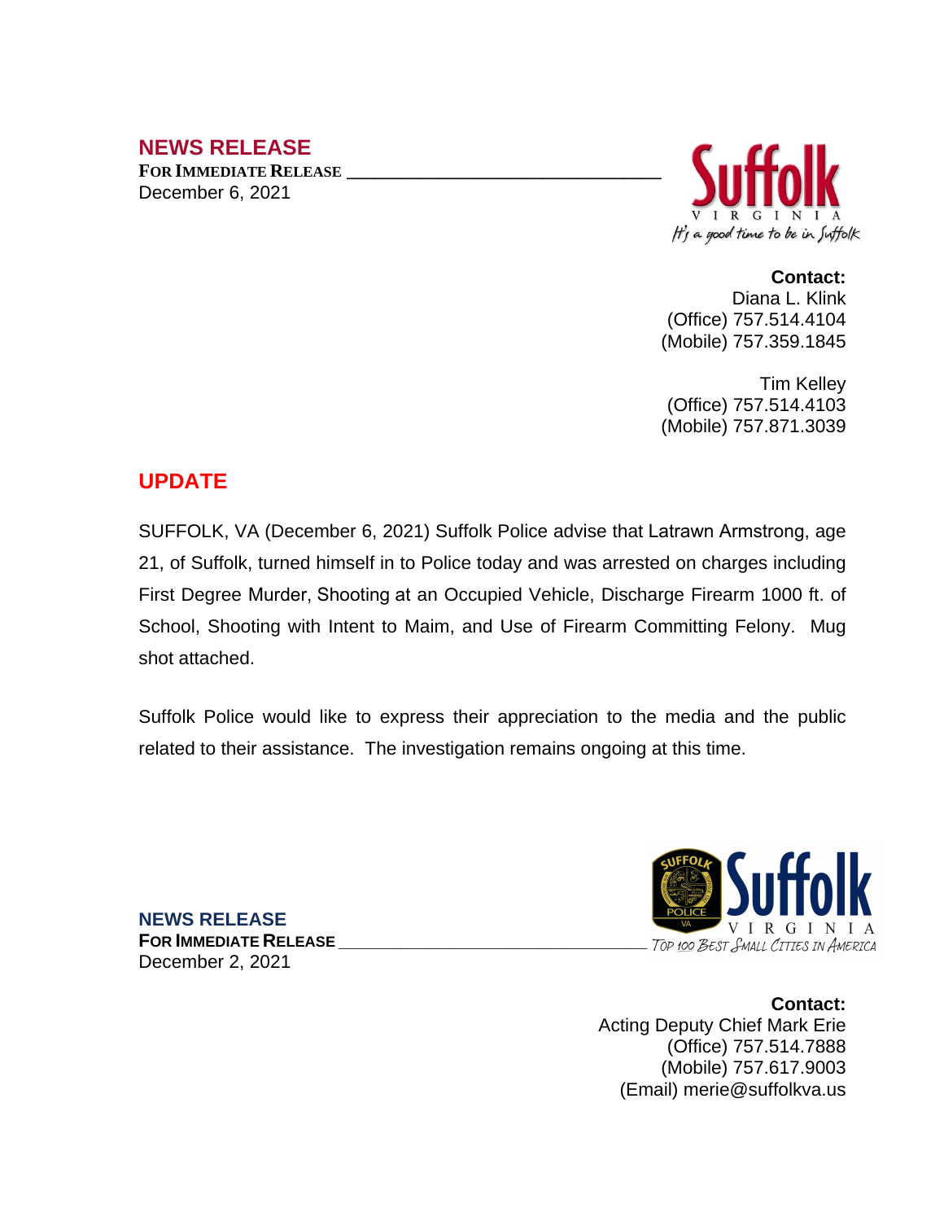## NEWS RELEASE

**FOR IMMEDIATE RELEASE**

December 6, 2021

Suffolk
VIRGINIA
*It's a good time to be in Suffolk*

**Contact:**
Diana L. Klink
(Office) 757.514.4104
(Mobile) 757.359.1845

Tim Kelley
(Office) 757.514.4103
(Mobile) 757.871.3039

## UPDATE

SUFFOLK, VA (December 6, 2021) Suffolk Police advise that Latrawn Armstrong, age 21, of Suffolk, turned himself in to Police today and was arrested on charges including First Degree Murder, Shooting at an Occupied Vehicle, Discharge Firearm 1000 ft. of School, Shooting with Intent to Maim, and Use of Firearm Committing Felony. Mug shot attached.

Suffolk Police would like to express their appreciation to the media and the public related to their assistance. The investigation remains ongoing at this time.

## NEWS RELEASE

**FOR IMMEDIATE RELEASE**

December 2, 2021

Suffolk
VIRGINIA
*TOP 100 BEST SMALL CITIES IN AMERICA*

**Contact:**
Acting Deputy Chief Mark Erie
(Office) 757.514.7888
(Mobile) 757.617.9003
(Email) merie@suffolkva.us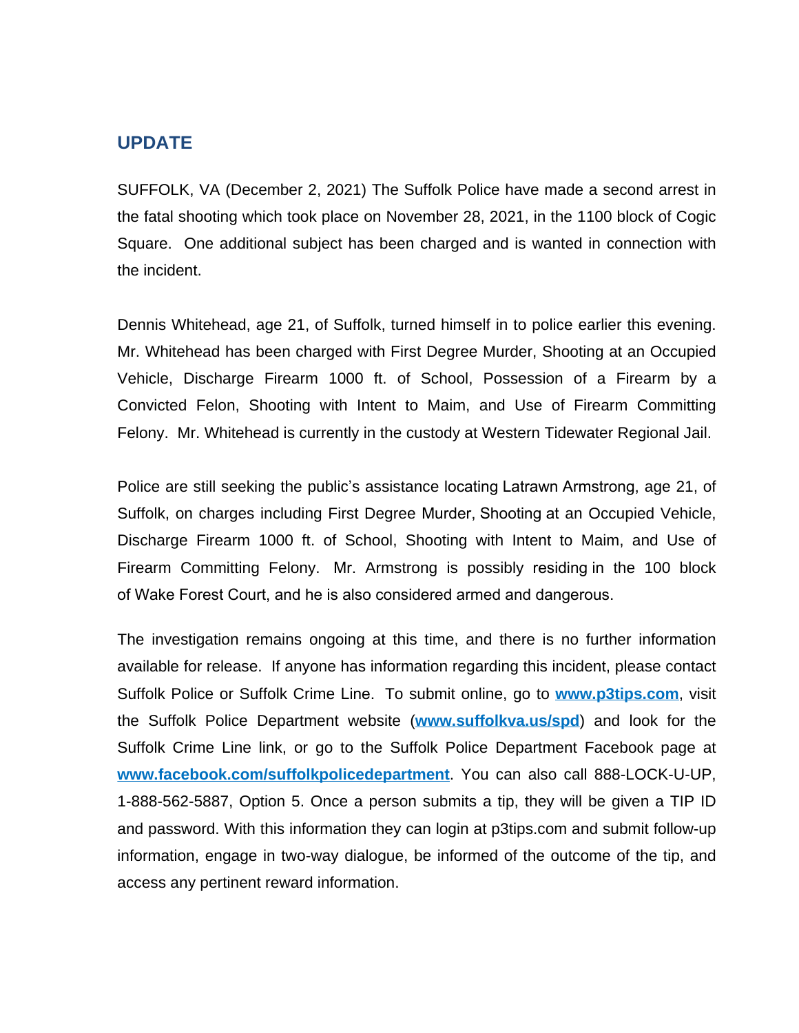## UPDATE

SUFFOLK, VA (December 2, 2021) The Suffolk Police have made a second arrest in the fatal shooting which took place on November 28, 2021, in the 1100 block of Cogic Square. One additional subject has been charged and is wanted in connection with the incident.

Dennis Whitehead, age 21, of Suffolk, turned himself in to police earlier this evening. Mr. Whitehead has been charged with First Degree Murder, Shooting at an Occupied Vehicle, Discharge Firearm 1000 ft. of School, Possession of a Firearm by a Convicted Felon, Shooting with Intent to Maim, and Use of Firearm Committing Felony. Mr. Whitehead is currently in the custody at Western Tidewater Regional Jail.

Police are still seeking the public's assistance locating Latrawn Armstrong, age 21, of Suffolk, on charges including First Degree Murder, Shooting at an Occupied Vehicle, Discharge Firearm 1000 ft. of School, Shooting with Intent to Maim, and Use of Firearm Committing Felony. Mr. Armstrong is possibly residing in the 100 block of Wake Forest Court, and he is also considered armed and dangerous.

The investigation remains ongoing at this time, and there is no further information available for release. If anyone has information regarding this incident, please contact Suffolk Police or Suffolk Crime Line. To submit online, go to **[www.p3tips.com](http://www.p3tips.com)**, visit the Suffolk Police Department website (**[www.suffolkva.us/spd](http://www.suffolkva.us/spd)**) and look for the Suffolk Crime Line link, or go to the Suffolk Police Department Facebook page at **[www.facebook.com/suffolkpolicedepartment](http://www.facebook.com/suffolkpolicedepartment)**. You can also call 888-LOCK-U-UP, 1-888-562-5887, Option 5. Once a person submits a tip, they will be given a TIP ID and password. With this information they can login at p3tips.com and submit follow-up information, engage in two-way dialogue, be informed of the outcome of the tip, and access any pertinent reward information.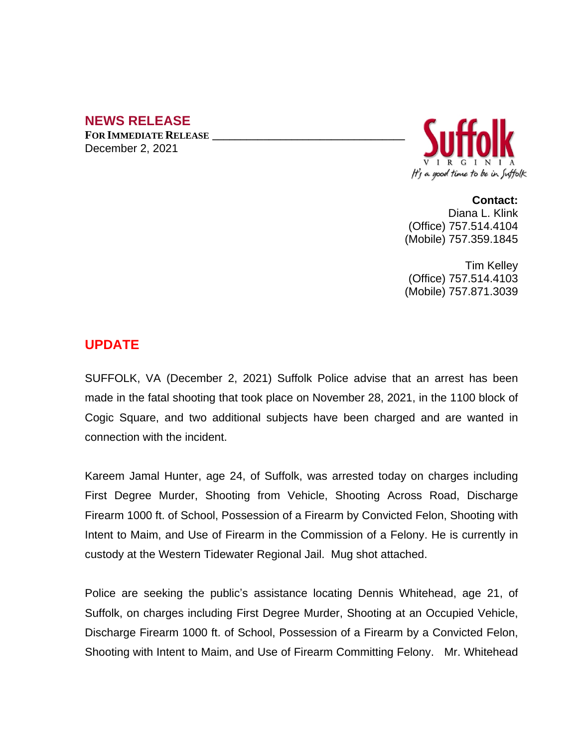## NEWS RELEASE

**FOR IMMEDIATE RELEASE** ________________________________

December 2, 2021

Suffolk
VIRGINIA
It's a good time to be in Suffolk

**Contact:**
Diana L. Klink
(Office) 757.514.4104
(Mobile) 757.359.1845

Tim Kelley
(Office) 757.514.4103
(Mobile) 757.871.3039

## UPDATE

SUFFOLK, VA (December 2, 2021) Suffolk Police advise that an arrest has been made in the fatal shooting that took place on November 28, 2021, in the 1100 block of Cogic Square, and two additional subjects have been charged and are wanted in connection with the incident.

Kareem Jamal Hunter, age 24, of Suffolk, was arrested today on charges including First Degree Murder, Shooting from Vehicle, Shooting Across Road, Discharge Firearm 1000 ft. of School, Possession of a Firearm by Convicted Felon, Shooting with Intent to Maim, and Use of Firearm in the Commission of a Felony. He is currently in custody at the Western Tidewater Regional Jail. Mug shot attached.

Police are seeking the public's assistance locating Dennis Whitehead, age 21, of Suffolk, on charges including First Degree Murder, Shooting at an Occupied Vehicle, Discharge Firearm 1000 ft. of School, Possession of a Firearm by a Convicted Felon, Shooting with Intent to Maim, and Use of Firearm Committing Felony. Mr. Whitehead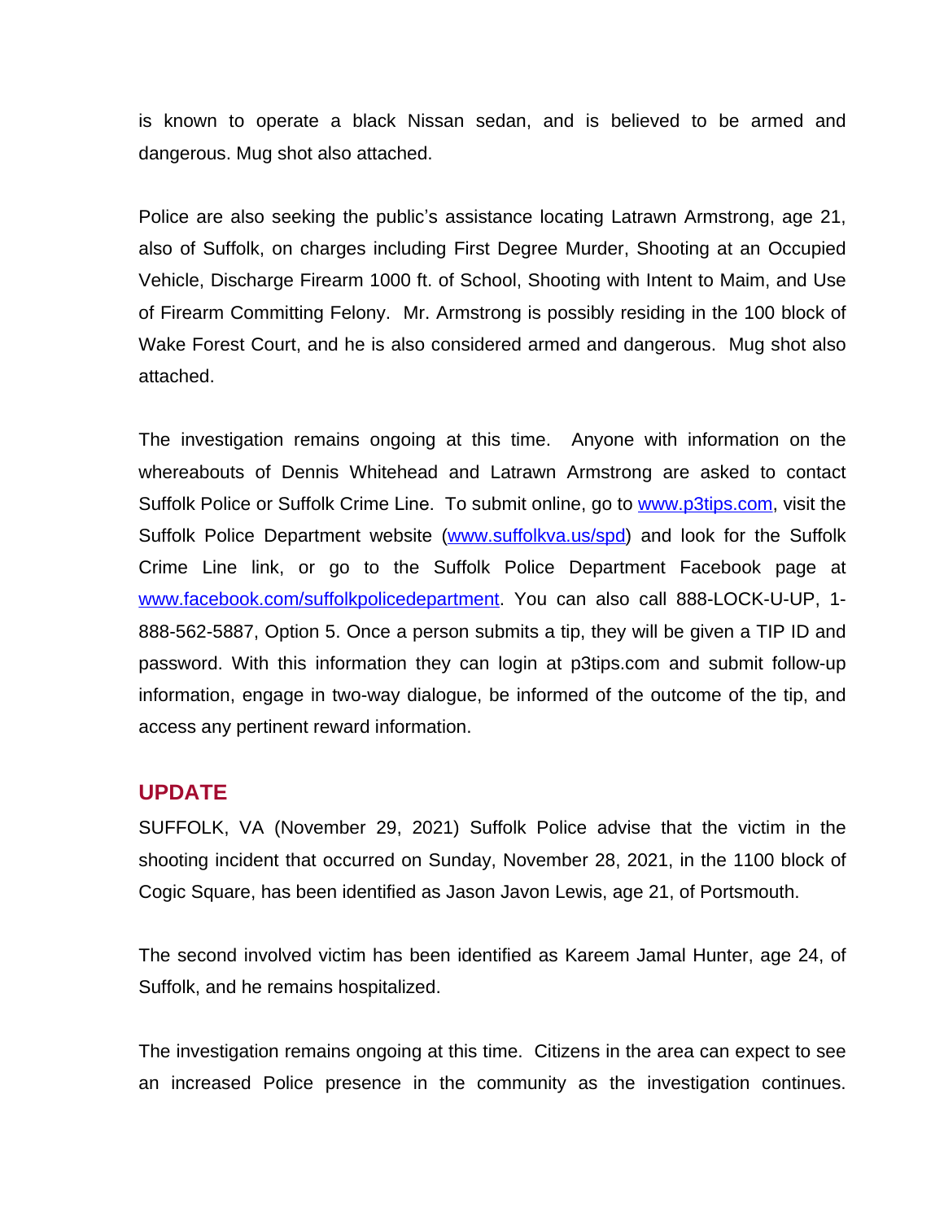is known to operate a black Nissan sedan, and is believed to be armed and dangerous. Mug shot also attached.

Police are also seeking the public's assistance locating Latrawn Armstrong, age 21, also of Suffolk, on charges including First Degree Murder, Shooting at an Occupied Vehicle, Discharge Firearm 1000 ft. of School, Shooting with Intent to Maim, and Use of Firearm Committing Felony. Mr. Armstrong is possibly residing in the 100 block of Wake Forest Court, and he is also considered armed and dangerous. Mug shot also attached.

The investigation remains ongoing at this time. Anyone with information on the whereabouts of Dennis Whitehead and Latrawn Armstrong are asked to contact Suffolk Police or Suffolk Crime Line. To submit online, go to [www.p3tips.com](http://www.p3tips.com), visit the Suffolk Police Department website ([www.suffolkva.us/spd](http://www.suffolkva.us/spd)) and look for the Suffolk Crime Line link, or go to the Suffolk Police Department Facebook page at [www.facebook.com/suffolkpolicedepartment](http://www.facebook.com/suffolkpolicedepartment). You can also call 888-LOCK-U-UP, 1-888-562-5887, Option 5. Once a person submits a tip, they will be given a TIP ID and password. With this information they can login at p3tips.com and submit follow-up information, engage in two-way dialogue, be informed of the outcome of the tip, and access any pertinent reward information.

## UPDATE

SUFFOLK, VA (November 29, 2021) Suffolk Police advise that the victim in the shooting incident that occurred on Sunday, November 28, 2021, in the 1100 block of Cogic Square, has been identified as Jason Javon Lewis, age 21, of Portsmouth.

The second involved victim has been identified as Kareem Jamal Hunter, age 24, of Suffolk, and he remains hospitalized.

The investigation remains ongoing at this time. Citizens in the area can expect to see an increased Police presence in the community as the investigation continues.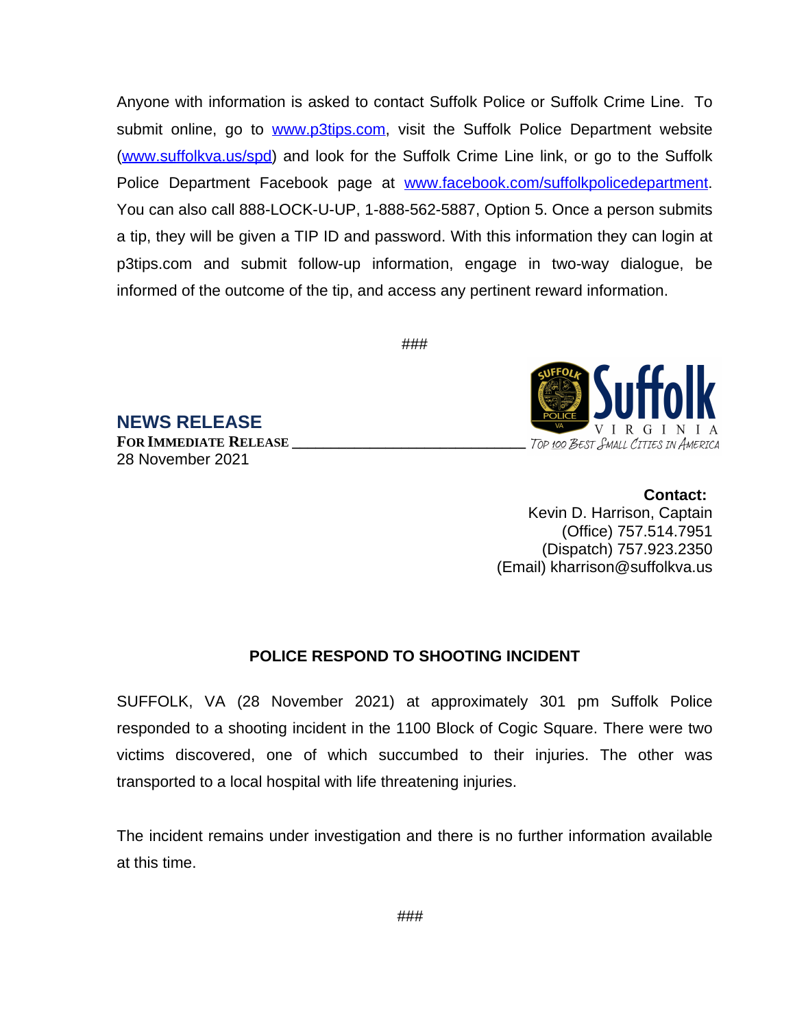Anyone with information is asked to contact Suffolk Police or Suffolk Crime Line. To submit online, go to www.p3tips.com, visit the Suffolk Police Department website (www.suffolkva.us/spd) and look for the Suffolk Crime Line link, or go to the Suffolk Police Department Facebook page at www.facebook.com/suffolkpolicedepartment. You can also call 888-LOCK-U-UP, 1-888-562-5887, Option 5. Once a person submits a tip, they will be given a TIP ID and password. With this information they can login at p3tips.com and submit follow-up information, engage in two-way dialogue, be informed of the outcome of the tip, and access any pertinent reward information.

###

Suffolk
VIRGINIA
*Top 100 Best Small Cities in America*

## NEWS RELEASE

**FOR IMMEDIATE RELEASE**
28 November 2021

**Contact:**
Kevin D. Harrison, Captain
(Office) 757.514.7951
(Dispatch) 757.923.2350
(Email) kharrison@suffolkva.us

### POLICE RESPOND TO SHOOTING INCIDENT

SUFFOLK, VA (28 November 2021) at approximately 301 pm Suffolk Police responded to a shooting incident in the 1100 Block of Cogic Square. There were two victims discovered, one of which succumbed to their injuries. The other was transported to a local hospital with life threatening injuries.

The incident remains under investigation and there is no further information available at this time.

###